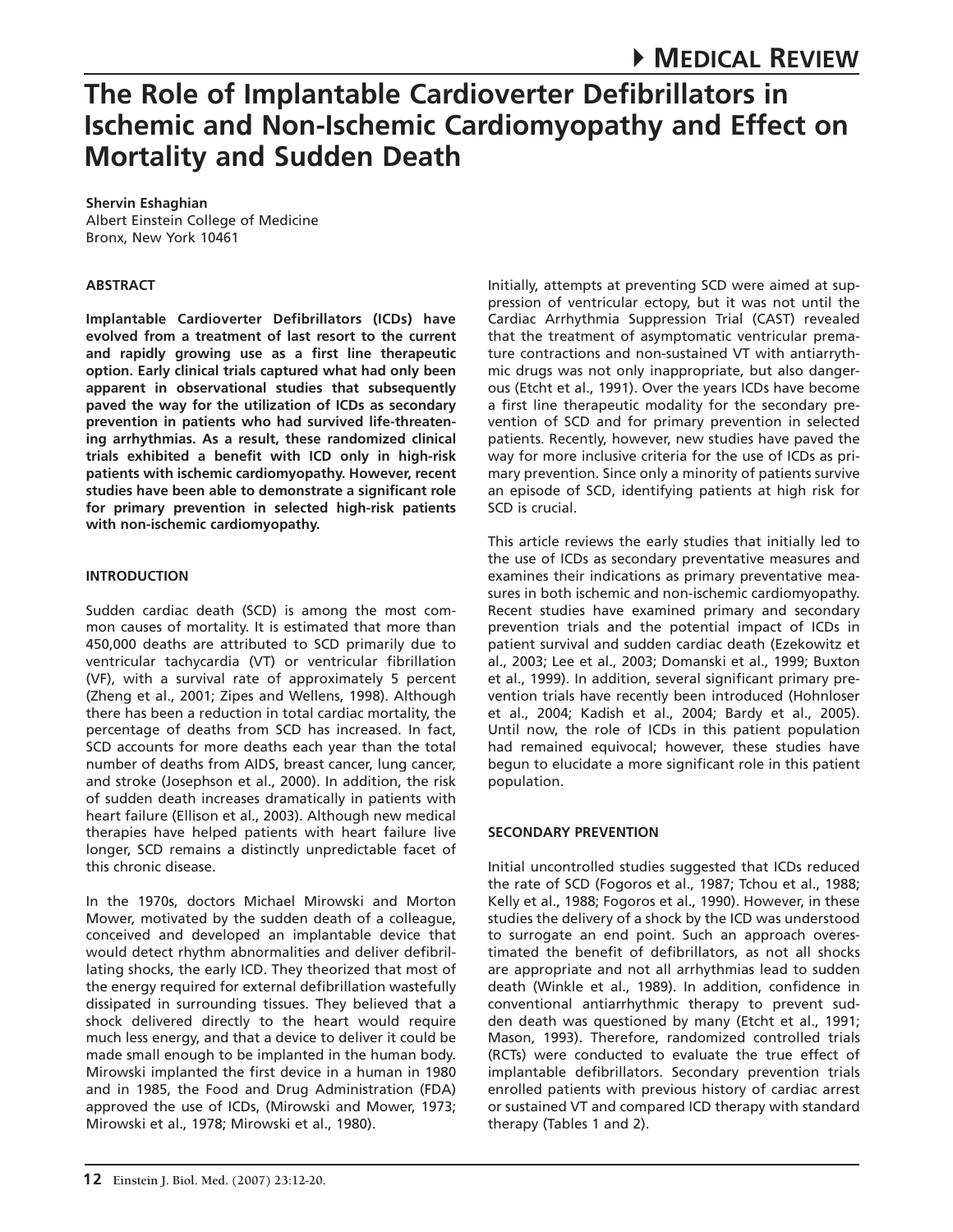# The Role of Implantable Cardioverter Defibrillators in Ischemic and Non-Ischemic Cardiomyopathy and Effect on Mortality and Sudden Death

**Shervin Eshaghian**
Albert Einstein College of Medicine
Bronx, New York 10461

## ABSTRACT

**Implantable Cardioverter Defibrillators (ICDs) have evolved from a treatment of last resort to the current and rapidly growing use as a first line therapeutic option. Early clinical trials captured what had only been apparent in observational studies that subsequently paved the way for the utilization of ICDs as secondary prevention in patients who had survived life-threatening arrhythmias. As a result, these randomized clinical trials exhibited a benefit with ICD only in high-risk patients with ischemic cardiomyopathy. However, recent studies have been able to demonstrate a significant role for primary prevention in selected high-risk patients with non-ischemic cardiomyopathy.**

## INTRODUCTION

Sudden cardiac death (SCD) is among the most common causes of mortality. It is estimated that more than 450,000 deaths are attributed to SCD primarily due to ventricular tachycardia (VT) or ventricular fibrillation (VF), with a survival rate of approximately 5 percent (Zheng et al., 2001; Zipes and Wellens, 1998). Although there has been a reduction in total cardiac mortality, the percentage of deaths from SCD has increased. In fact, SCD accounts for more deaths each year than the total number of deaths from AIDS, breast cancer, lung cancer, and stroke (Josephson et al., 2000). In addition, the risk of sudden death increases dramatically in patients with heart failure (Ellison et al., 2003). Although new medical therapies have helped patients with heart failure live longer, SCD remains a distinctly unpredictable facet of this chronic disease.

In the 1970s, doctors Michael Mirowski and Morton Mower, motivated by the sudden death of a colleague, conceived and developed an implantable device that would detect rhythm abnormalities and deliver defibrillating shocks, the early ICD. They theorized that most of the energy required for external defibrillation wastefully dissipated in surrounding tissues. They believed that a shock delivered directly to the heart would require much less energy, and that a device to deliver it could be made small enough to be implanted in the human body. Mirowski implanted the first device in a human in 1980 and in 1985, the Food and Drug Administration (FDA) approved the use of ICDs, (Mirowski and Mower, 1973; Mirowski et al., 1978; Mirowski et al., 1980).

Initially, attempts at preventing SCD were aimed at suppression of ventricular ectopy, but it was not until the Cardiac Arrhythmia Suppression Trial (CAST) revealed that the treatment of asymptomatic ventricular premature contractions and non-sustained VT with antiarrythmic drugs was not only inappropriate, but also dangerous (Etcht et al., 1991). Over the years ICDs have become a first line therapeutic modality for the secondary prevention of SCD and for primary prevention in selected patients. Recently, however, new studies have paved the way for more inclusive criteria for the use of ICDs as primary prevention. Since only a minority of patients survive an episode of SCD, identifying patients at high risk for SCD is crucial.

This article reviews the early studies that initially led to the use of ICDs as secondary preventative measures and examines their indications as primary preventative measures in both ischemic and non-ischemic cardiomyopathy. Recent studies have examined primary and secondary prevention trials and the potential impact of ICDs in patient survival and sudden cardiac death (Ezekowitz et al., 2003; Lee et al., 2003; Domanski et al., 1999; Buxton et al., 1999). In addition, several significant primary prevention trials have recently been introduced (Hohnloser et al., 2004; Kadish et al., 2004; Bardy et al., 2005). Until now, the role of ICDs in this patient population had remained equivocal; however, these studies have begun to elucidate a more significant role in this patient population.

## SECONDARY PREVENTION

Initial uncontrolled studies suggested that ICDs reduced the rate of SCD (Fogoros et al., 1987; Tchou et al., 1988; Kelly et al., 1988; Fogoros et al., 1990). However, in these studies the delivery of a shock by the ICD was understood to surrogate an end point. Such an approach overestimated the benefit of defibrillators, as not all shocks are appropriate and not all arrhythmias lead to sudden death (Winkle et al., 1989). In addition, confidence in conventional antiarrhythmic therapy to prevent sudden death was questioned by many (Etcht et al., 1991; Mason, 1993). Therefore, randomized controlled trials (RCTs) were conducted to evaluate the true effect of implantable defibrillators. Secondary prevention trials enrolled patients with previous history of cardiac arrest or sustained VT and compared ICD therapy with standard therapy (Tables 1 and 2).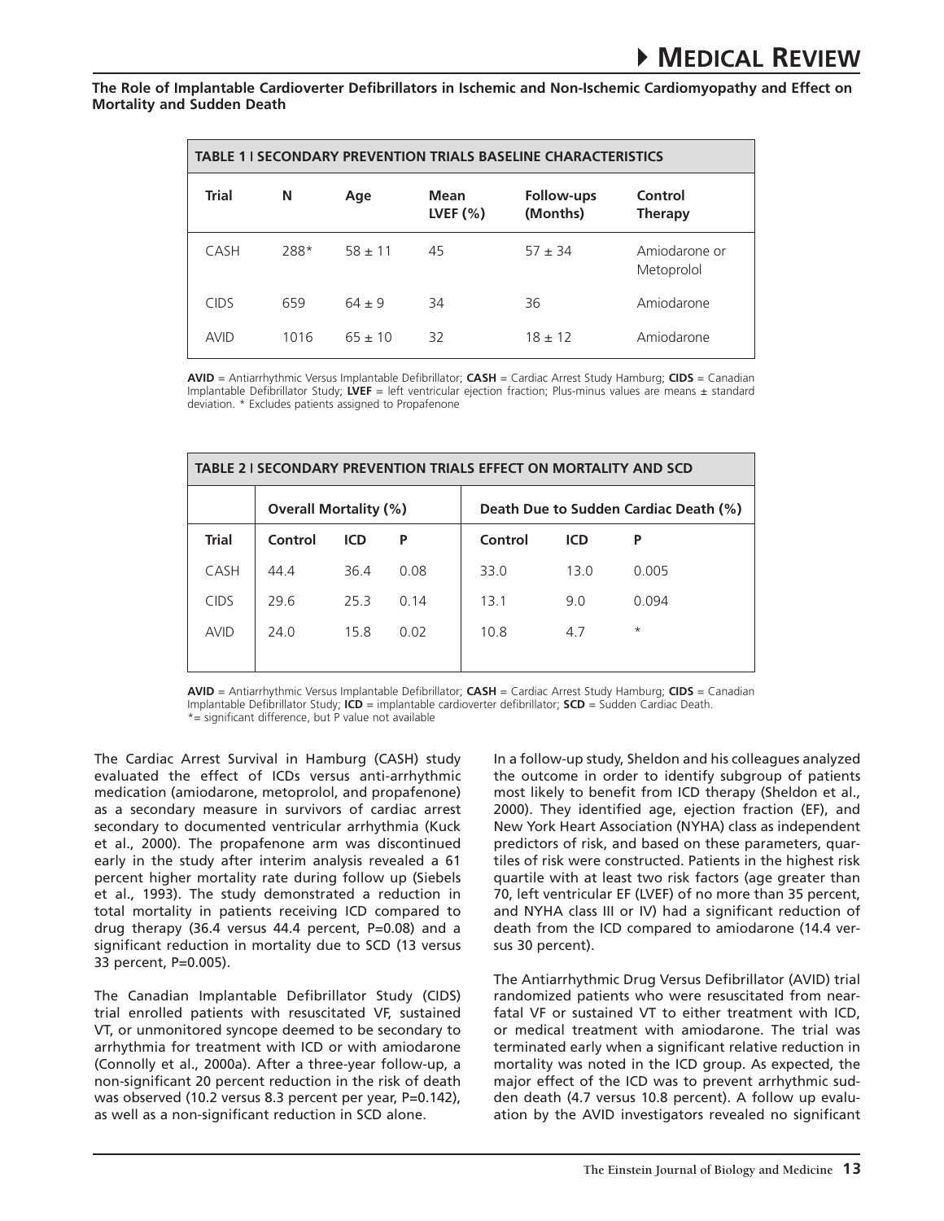**The Role of Implantable Cardioverter Defibrillators in Ischemic and Non-Ischemic Cardiomyopathy and Effect on Mortality and Sudden Death**

| TABLE 1 I SECONDARY PREVENTION TRIALS BASELINE CHARACTERISTICS | | | | | |
|---|---|---|---|---|---|
| **Trial** | **N** | **Age** | **Mean LVEF (%)** | **Follow-ups (Months)** | **Control Therapy** |
| CASH | 288* | 58 ± 11 | 45 | 57 ± 34 | Amiodarone or Metoprolol |
| CIDS | 659 | 64 ± 9 | 34 | 36 | Amiodarone |
| AVID | 1016 | 65 ± 10 | 32 | 18 ± 12 | Amiodarone |

**AVID** = Antiarrhythmic Versus Implantable Defibrillator; **CASH** = Cardiac Arrest Study Hamburg; **CIDS** = Canadian Implantable Defibrillator Study; **LVEF** = left ventricular ejection fraction; Plus-minus values are means ± standard deviation. * Excludes patients assigned to Propafenone

| TABLE 2 I SECONDARY PREVENTION TRIALS EFFECT ON MORTALITY AND SCD | | | | | | |
|---|---|---|---|---|---|---|
| | **Overall Mortality (%)** | | | **Death Due to Sudden Cardiac Death (%)** | | |
| **Trial** | **Control** | **ICD** | **P** | **Control** | **ICD** | **P** |
| CASH | 44.4 | 36.4 | 0.08 | 33.0 | 13.0 | 0.005 |
| CIDS | 29.6 | 25.3 | 0.14 | 13.1 | 9.0 | 0.094 |
| AVID | 24.0 | 15.8 | 0.02 | 10.8 | 4.7 | * |

**AVID** = Antiarrhythmic Versus Implantable Defibrillator; **CASH** = Cardiac Arrest Study Hamburg; **CIDS** = Canadian Implantable Defibrillator Study; **ICD** = implantable cardioverter defibrillator; **SCD** = Sudden Cardiac Death.
*= significant difference, but P value not available

The Cardiac Arrest Survival in Hamburg (CASH) study evaluated the effect of ICDs versus anti-arrhythmic medication (amiodarone, metoprolol, and propafenone) as a secondary measure in survivors of cardiac arrest secondary to documented ventricular arrhythmia (Kuck et al., 2000). The propafenone arm was discontinued early in the study after interim analysis revealed a 61 percent higher mortality rate during follow up (Siebels et al., 1993). The study demonstrated a reduction in total mortality in patients receiving ICD compared to drug therapy (36.4 versus 44.4 percent, P=0.08) and a significant reduction in mortality due to SCD (13 versus 33 percent, P=0.005).

The Canadian Implantable Defibrillator Study (CIDS) trial enrolled patients with resuscitated VF, sustained VT, or unmonitored syncope deemed to be secondary to arrhythmia for treatment with ICD or with amiodarone (Connolly et al., 2000a). After a three-year follow-up, a non-significant 20 percent reduction in the risk of death was observed (10.2 versus 8.3 percent per year, P=0.142), as well as a non-significant reduction in SCD alone.

In a follow-up study, Sheldon and his colleagues analyzed the outcome in order to identify subgroup of patients most likely to benefit from ICD therapy (Sheldon et al., 2000). They identified age, ejection fraction (EF), and New York Heart Association (NYHA) class as independent predictors of risk, and based on these parameters, quartiles of risk were constructed. Patients in the highest risk quartile with at least two risk factors (age greater than 70, left ventricular EF (LVEF) of no more than 35 percent, and NYHA class III or IV) had a significant reduction of death from the ICD compared to amiodarone (14.4 versus 30 percent).

The Antiarrhythmic Drug Versus Defibrillator (AVID) trial randomized patients who were resuscitated from near-fatal VF or sustained VT to either treatment with ICD, or medical treatment with amiodarone. The trial was terminated early when a significant relative reduction in mortality was noted in the ICD group. As expected, the major effect of the ICD was to prevent arrhythmic sudden death (4.7 versus 10.8 percent). A follow up evaluation by the AVID investigators revealed no significant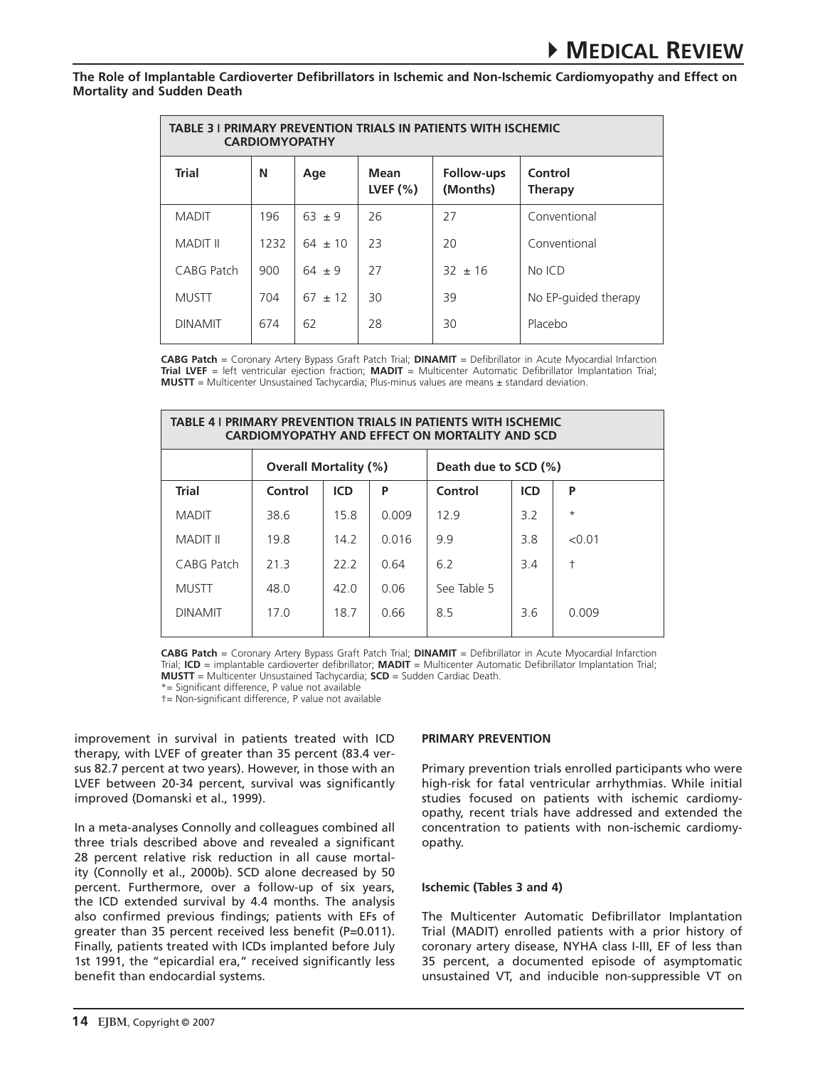**The Role of Implantable Cardioverter Defibrillators in Ischemic and Non-Ischemic Cardiomyopathy and Effect on Mortality and Sudden Death**

**TABLE 3 | PRIMARY PREVENTION TRIALS IN PATIENTS WITH ISCHEMIC CARDIOMYOPATHY**

| Trial | N | Age | Mean LVEF (%) | Follow-ups (Months) | Control Therapy |
|---|---|---|---|---|---|
| MADIT | 196 | 63 ± 9 | 26 | 27 | Conventional |
| MADIT II | 1232 | 64 ± 10 | 23 | 20 | Conventional |
| CABG Patch | 900 | 64 ± 9 | 27 | 32 ± 16 | No ICD |
| MUSTT | 704 | 67 ± 12 | 30 | 39 | No EP-guided therapy |
| DINAMIT | 674 | 62 | 28 | 30 | Placebo |

**CABG Patch** = Coronary Artery Bypass Graft Patch Trial; **DINAMIT** = Defibrillator in Acute Myocardial Infarction Trial **LVEF** = left ventricular ejection fraction; **MADIT** = Multicenter Automatic Defibrillator Implantation Trial; **MUSTT** = Multicenter Unsustained Tachycardia; Plus-minus values are means ± standard deviation.

**TABLE 4 | PRIMARY PREVENTION TRIALS IN PATIENTS WITH ISCHEMIC CARDIOMYOPATHY AND EFFECT ON MORTALITY AND SCD**

| | Overall Mortality (%) | | | Death due to SCD (%) | | |
|---|---|---|---|---|---|---|
| **Trial** | **Control** | **ICD** | **P** | **Control** | **ICD** | **P** |
| MADIT | 38.6 | 15.8 | 0.009 | 12.9 | 3.2 | * |
| MADIT II | 19.8 | 14.2 | 0.016 | 9.9 | 3.8 | <0.01 |
| CABG Patch | 21.3 | 22.2 | 0.64 | 6.2 | 3.4 | † |
| MUSTT | 48.0 | 42.0 | 0.06 | See Table 5 | | |
| DINAMIT | 17.0 | 18.7 | 0.66 | 8.5 | 3.6 | 0.009 |

**CABG Patch** = Coronary Artery Bypass Graft Patch Trial; **DINAMIT** = Defibrillator in Acute Myocardial Infarction Trial; **ICD** = implantable cardioverter defibrillator; **MADIT** = Multicenter Automatic Defibrillator Implantation Trial; **MUSTT** = Multicenter Unsustained Tachycardia; **SCD** = Sudden Cardiac Death.
*= Significant difference, P value not available
†= Non-significant difference, P value not available

improvement in survival in patients treated with ICD therapy, with LVEF of greater than 35 percent (83.4 versus 82.7 percent at two years). However, in those with an LVEF between 20-34 percent, survival was significantly improved (Domanski et al., 1999).

In a meta-analyses Connolly and colleagues combined all three trials described above and revealed a significant 28 percent relative risk reduction in all cause mortality (Connolly et al., 2000b). SCD alone decreased by 50 percent. Furthermore, over a follow-up of six years, the ICD extended survival by 4.4 months. The analysis also confirmed previous findings; patients with EFs of greater than 35 percent received less benefit (P=0.011). Finally, patients treated with ICDs implanted before July 1st 1991, the "epicardial era," received significantly less benefit than endocardial systems.

#### PRIMARY PREVENTION

Primary prevention trials enrolled participants who were high-risk for fatal ventricular arrhythmias. While initial studies focused on patients with ischemic cardiomyopathy, recent trials have addressed and extended the concentration to patients with non-ischemic cardiomyopathy.

##### Ischemic (Tables 3 and 4)

The Multicenter Automatic Defibrillator Implantation Trial (MADIT) enrolled patients with a prior history of coronary artery disease, NYHA class I-III, EF of less than 35 percent, a documented episode of asymptomatic unsustained VT, and inducible non-suppressible VT on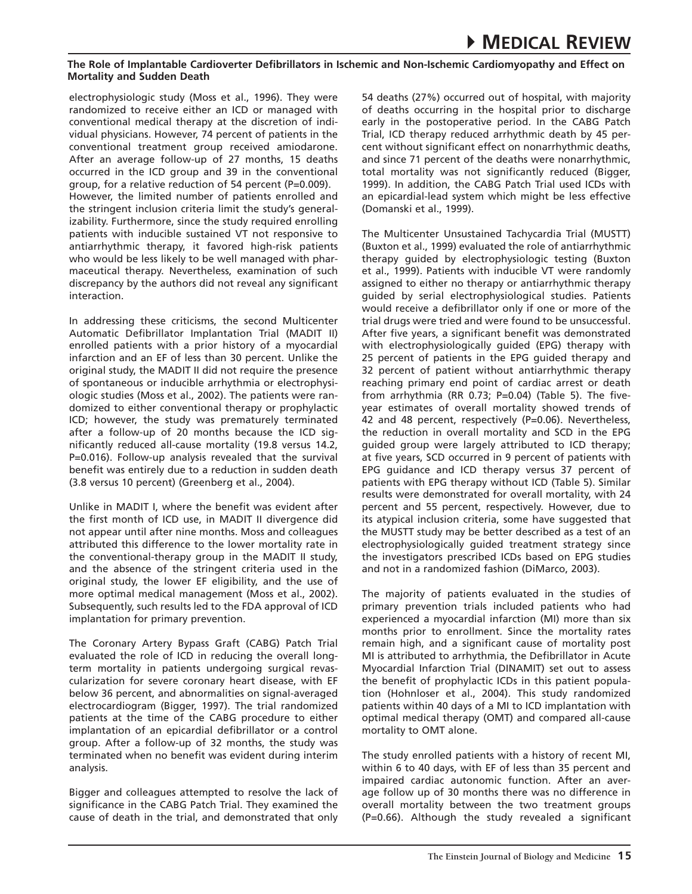electrophysiologic study (Moss et al., 1996). They were randomized to receive either an ICD or managed with conventional medical therapy at the discretion of individual physicians. However, 74 percent of patients in the conventional treatment group received amiodarone. After an average follow-up of 27 months, 15 deaths occurred in the ICD group and 39 in the conventional group, for a relative reduction of 54 percent (P=0.009). However, the limited number of patients enrolled and the stringent inclusion criteria limit the study's generalizability. Furthermore, since the study required enrolling patients with inducible sustained VT not responsive to antiarrhythmic therapy, it favored high-risk patients who would be less likely to be well managed with pharmaceutical therapy. Nevertheless, examination of such discrepancy by the authors did not reveal any significant interaction.

In addressing these criticisms, the second Multicenter Automatic Defibrillator Implantation Trial (MADIT II) enrolled patients with a prior history of a myocardial infarction and an EF of less than 30 percent. Unlike the original study, the MADIT II did not require the presence of spontaneous or inducible arrhythmia or electrophysiologic studies (Moss et al., 2002). The patients were randomized to either conventional therapy or prophylactic ICD; however, the study was prematurely terminated after a follow-up of 20 months because the ICD significantly reduced all-cause mortality (19.8 versus 14.2, P=0.016). Follow-up analysis revealed that the survival benefit was entirely due to a reduction in sudden death (3.8 versus 10 percent) (Greenberg et al., 2004).

Unlike in MADIT I, where the benefit was evident after the first month of ICD use, in MADIT II divergence did not appear until after nine months. Moss and colleagues attributed this difference to the lower mortality rate in the conventional-therapy group in the MADIT II study, and the absence of the stringent criteria used in the original study, the lower EF eligibility, and the use of more optimal medical management (Moss et al., 2002). Subsequently, such results led to the FDA approval of ICD implantation for primary prevention.

The Coronary Artery Bypass Graft (CABG) Patch Trial evaluated the role of ICD in reducing the overall long-term mortality in patients undergoing surgical revascularization for severe coronary heart disease, with EF below 36 percent, and abnormalities on signal-averaged electrocardiogram (Bigger, 1997). The trial randomized patients at the time of the CABG procedure to either implantation of an epicardial defibrillator or a control group. After a follow-up of 32 months, the study was terminated when no benefit was evident during interim analysis.

Bigger and colleagues attempted to resolve the lack of significance in the CABG Patch Trial. They examined the cause of death in the trial, and demonstrated that only 54 deaths (27%) occurred out of hospital, with majority of deaths occurring in the hospital prior to discharge early in the postoperative period. In the CABG Patch Trial, ICD therapy reduced arrhythmic death by 45 percent without significant effect on nonarrhythmic deaths, and since 71 percent of the deaths were nonarrhythmic, total mortality was not significantly reduced (Bigger, 1999). In addition, the CABG Patch Trial used ICDs with an epicardial-lead system which might be less effective (Domanski et al., 1999).

The Multicenter Unsustained Tachycardia Trial (MUSTT) (Buxton et al., 1999) evaluated the role of antiarrhythmic therapy guided by electrophysiologic testing (Buxton et al., 1999). Patients with inducible VT were randomly assigned to either no therapy or antiarrhythmic therapy guided by serial electrophysiological studies. Patients would receive a defibrillator only if one or more of the trial drugs were tried and were found to be unsuccessful. After five years, a significant benefit was demonstrated with electrophysiologically guided (EPG) therapy with 25 percent of patients in the EPG guided therapy and 32 percent of patient without antiarrhythmic therapy reaching primary end point of cardiac arrest or death from arrhythmia (RR 0.73; P=0.04) (Table 5). The five-year estimates of overall mortality showed trends of 42 and 48 percent, respectively (P=0.06). Nevertheless, the reduction in overall mortality and SCD in the EPG guided group were largely attributed to ICD therapy; at five years, SCD occurred in 9 percent of patients with EPG guidance and ICD therapy versus 37 percent of patients with EPG therapy without ICD (Table 5). Similar results were demonstrated for overall mortality, with 24 percent and 55 percent, respectively. However, due to its atypical inclusion criteria, some have suggested that the MUSTT study may be better described as a test of an electrophysiologically guided treatment strategy since the investigators prescribed ICDs based on EPG studies and not in a randomized fashion (DiMarco, 2003).

The majority of patients evaluated in the studies of primary prevention trials included patients who had experienced a myocardial infarction (MI) more than six months prior to enrollment. Since the mortality rates remain high, and a significant cause of mortality post MI is attributed to arrhythmia, the Defibrillator in Acute Myocardial Infarction Trial (DINAMIT) set out to assess the benefit of prophylactic ICDs in this patient population (Hohnloser et al., 2004). This study randomized patients within 40 days of a MI to ICD implantation with optimal medical therapy (OMT) and compared all-cause mortality to OMT alone.

The study enrolled patients with a history of recent MI, within 6 to 40 days, with EF of less than 35 percent and impaired cardiac autonomic function. After an average follow up of 30 months there was no difference in overall mortality between the two treatment groups (P=0.66). Although the study revealed a significant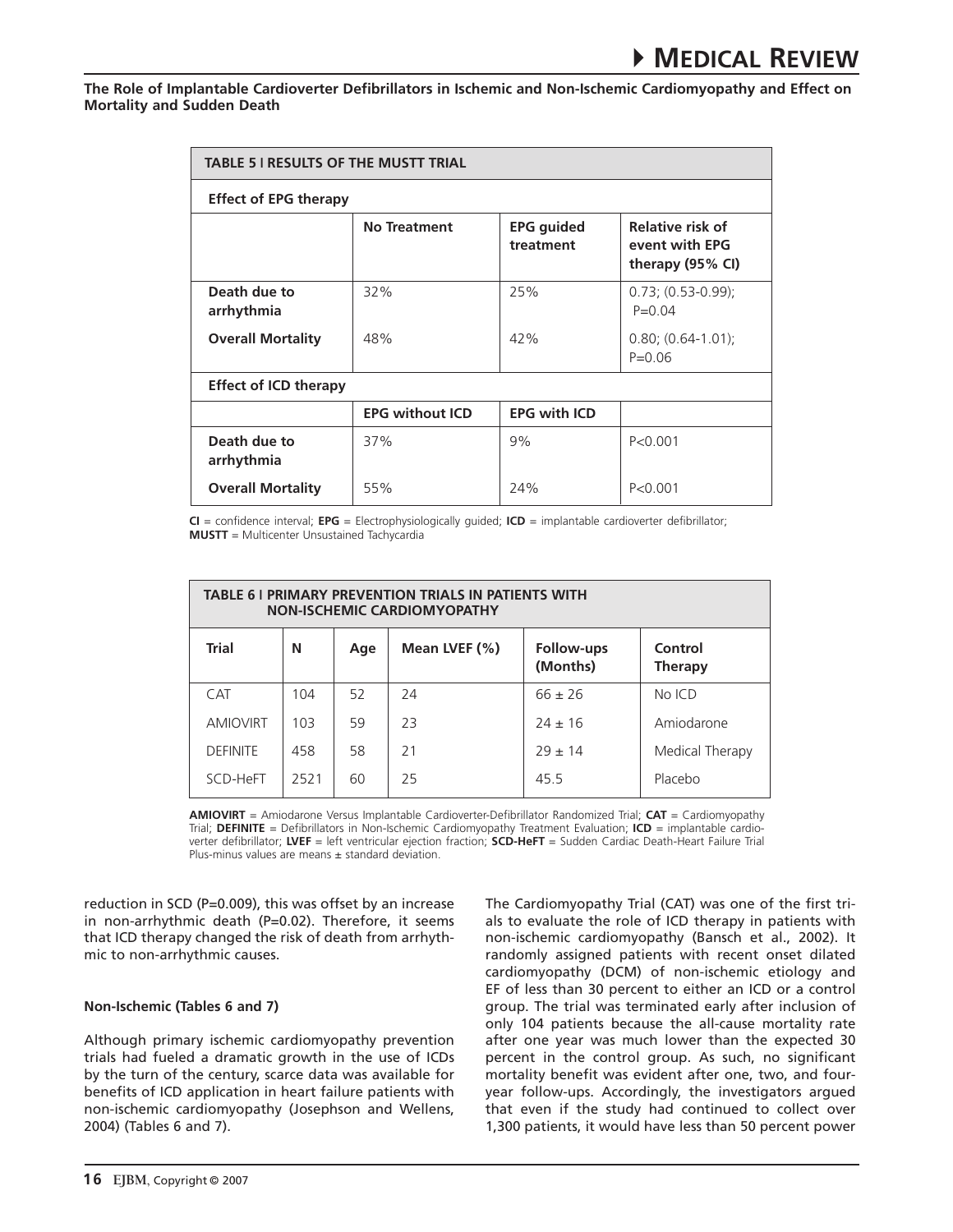**TABLE 5 | RESULTS OF THE MUSTT TRIAL**

| **Effect of EPG therapy** | | | |
|---|---|---|---|
| | **No Treatment** | **EPG guided treatment** | **Relative risk of event with EPG therapy (95% CI)** |
| **Death due to arrhythmia** | 32% | 25% | 0.73; (0.53-0.99); P=0.04 |
| **Overall Mortality** | 48% | 42% | 0.80; (0.64-1.01); P=0.06 |
| **Effect of ICD therapy** | | | |
| | **EPG without ICD** | **EPG with ICD** | |
| **Death due to arrhythmia** | 37% | 9% | P<0.001 |
| **Overall Mortality** | 55% | 24% | P<0.001 |

**CI** = confidence interval; **EPG** = Electrophysiologically guided; **ICD** = implantable cardioverter defibrillator; **MUSTT** = Multicenter Unsustained Tachycardia

**TABLE 6 | PRIMARY PREVENTION TRIALS IN PATIENTS WITH NON-ISCHEMIC CARDIOMYOPATHY**

| **Trial** | **N** | **Age** | **Mean LVEF (%)** | **Follow-ups (Months)** | **Control Therapy** |
|---|---|---|---|---|---|
| CAT | 104 | 52 | 24 | 66 ± 26 | No ICD |
| AMIOVIRT | 103 | 59 | 23 | 24 ± 16 | Amiodarone |
| DEFINITE | 458 | 58 | 21 | 29 ± 14 | Medical Therapy |
| SCD-HeFT | 2521 | 60 | 25 | 45.5 | Placebo |

**AMIOVIRT** = Amiodarone Versus Implantable Cardioverter-Defibrillator Randomized Trial; **CAT** = Cardiomyopathy Trial; **DEFINITE** = Defibrillators in Non-Ischemic Cardiomyopathy Treatment Evaluation; **ICD** = implantable cardioverter defibrillator; **LVEF** = left ventricular ejection fraction; **SCD-HeFT** = Sudden Cardiac Death-Heart Failure Trial Plus-minus values are means ± standard deviation.

reduction in SCD (P=0.009), this was offset by an increase in non-arrhythmic death (P=0.02). Therefore, it seems that ICD therapy changed the risk of death from arrhythmic to non-arrhythmic causes.

**Non-Ischemic (Tables 6 and 7)**

Although primary ischemic cardiomyopathy prevention trials had fueled a dramatic growth in the use of ICDs by the turn of the century, scarce data was available for benefits of ICD application in heart failure patients with non-ischemic cardiomyopathy (Josephson and Wellens, 2004) (Tables 6 and 7).

The Cardiomyopathy Trial (CAT) was one of the first trials to evaluate the role of ICD therapy in patients with non-ischemic cardiomyopathy (Bansch et al., 2002). It randomly assigned patients with recent onset dilated cardiomyopathy (DCM) of non-ischemic etiology and EF of less than 30 percent to either an ICD or a control group. The trial was terminated early after inclusion of only 104 patients because the all-cause mortality rate after one year was much lower than the expected 30 percent in the control group. As such, no significant mortality benefit was evident after one, two, and four-year follow-ups. Accordingly, the investigators argued that even if the study had continued to collect over 1,300 patients, it would have less than 50 percent power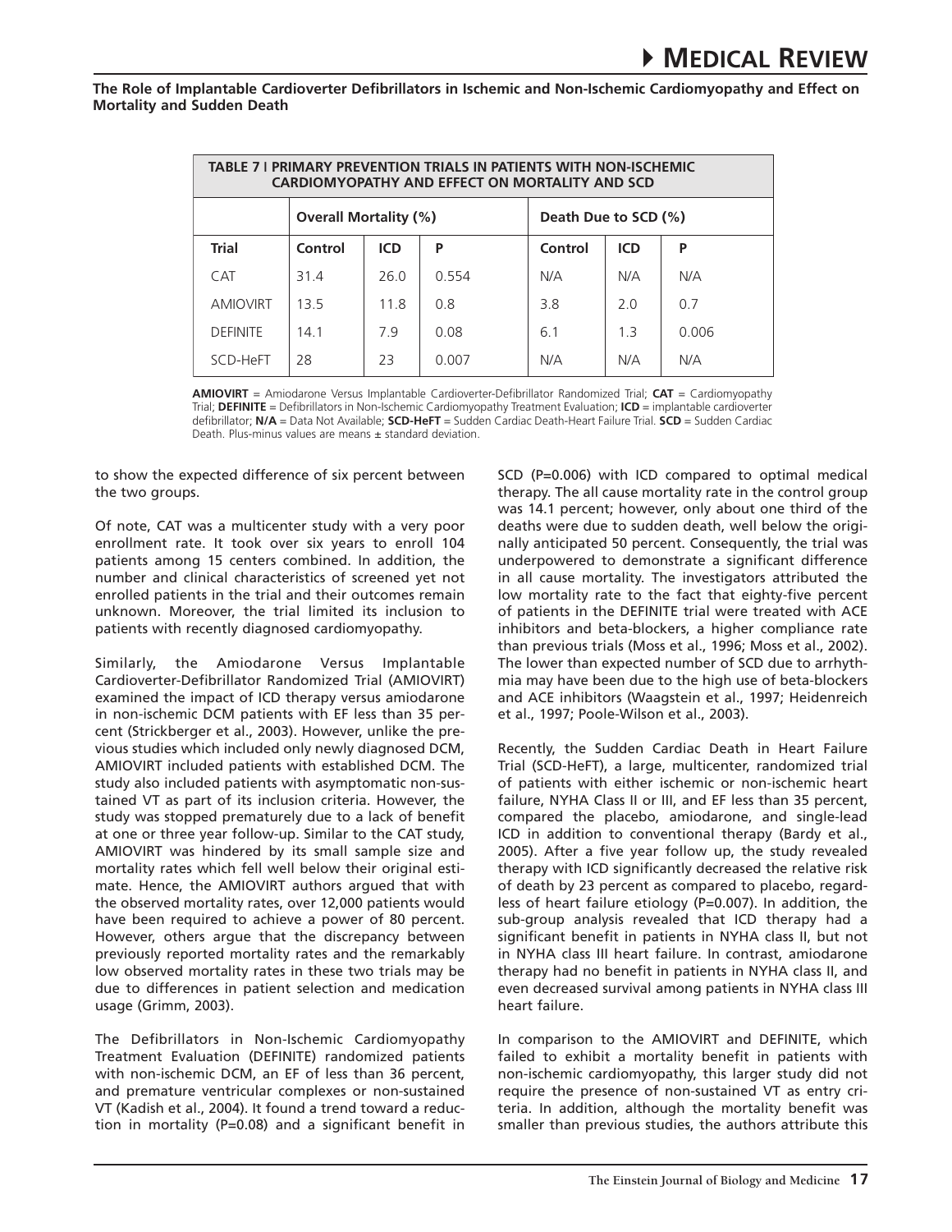| TABLE 7 I PRIMARY PREVENTION TRIALS IN PATIENTS WITH NON-ISCHEMIC CARDIOMYOPATHY AND EFFECT ON MORTALITY AND SCD | | | | | | |
|---|---|---|---|---|---|---|
| | **Overall Mortality (%)** | | | **Death Due to SCD (%)** | | |
| **Trial** | **Control** | **ICD** | **P** | **Control** | **ICD** | **P** |
| CAT | 31.4 | 26.0 | 0.554 | N/A | N/A | N/A |
| AMIOVIRT | 13.5 | 11.8 | 0.8 | 3.8 | 2.0 | 0.7 |
| DEFINITE | 14.1 | 7.9 | 0.08 | 6.1 | 1.3 | 0.006 |
| SCD-HeFT | 28 | 23 | 0.007 | N/A | N/A | N/A |

**AMIOVIRT** = Amiodarone Versus Implantable Cardioverter-Defibrillator Randomized Trial; **CAT** = Cardiomyopathy Trial; **DEFINITE** = Defibrillators in Non-Ischemic Cardiomyopathy Treatment Evaluation; **ICD** = implantable cardioverter defibrillator; **N/A** = Data Not Available; **SCD-HeFT** = Sudden Cardiac Death-Heart Failure Trial. **SCD** = Sudden Cardiac Death. Plus-minus values are means ± standard deviation.

to show the expected difference of six percent between the two groups.

Of note, CAT was a multicenter study with a very poor enrollment rate. It took over six years to enroll 104 patients among 15 centers combined. In addition, the number and clinical characteristics of screened yet not enrolled patients in the trial and their outcomes remain unknown. Moreover, the trial limited its inclusion to patients with recently diagnosed cardiomyopathy.

Similarly, the Amiodarone Versus Implantable Cardioverter-Defibrillator Randomized Trial (AMIOVIRT) examined the impact of ICD therapy versus amiodarone in non-ischemic DCM patients with EF less than 35 percent (Strickberger et al., 2003). However, unlike the previous studies which included only newly diagnosed DCM, AMIOVIRT included patients with established DCM. The study also included patients with asymptomatic non-sustained VT as part of its inclusion criteria. However, the study was stopped prematurely due to a lack of benefit at one or three year follow-up. Similar to the CAT study, AMIOVIRT was hindered by its small sample size and mortality rates which fell well below their original estimate. Hence, the AMIOVIRT authors argued that with the observed mortality rates, over 12,000 patients would have been required to achieve a power of 80 percent. However, others argue that the discrepancy between previously reported mortality rates and the remarkably low observed mortality rates in these two trials may be due to differences in patient selection and medication usage (Grimm, 2003).

The Defibrillators in Non-Ischemic Cardiomyopathy Treatment Evaluation (DEFINITE) randomized patients with non-ischemic DCM, an EF of less than 36 percent, and premature ventricular complexes or non-sustained VT (Kadish et al., 2004). It found a trend toward a reduction in mortality (P=0.08) and a significant benefit in SCD (P=0.006) with ICD compared to optimal medical therapy. The all cause mortality rate in the control group was 14.1 percent; however, only about one third of the deaths were due to sudden death, well below the originally anticipated 50 percent. Consequently, the trial was underpowered to demonstrate a significant difference in all cause mortality. The investigators attributed the low mortality rate to the fact that eighty-five percent of patients in the DEFINITE trial were treated with ACE inhibitors and beta-blockers, a higher compliance rate than previous trials (Moss et al., 1996; Moss et al., 2002). The lower than expected number of SCD due to arrhythmia may have been due to the high use of beta-blockers and ACE inhibitors (Waagstein et al., 1997; Heidenreich et al., 1997; Poole-Wilson et al., 2003).

Recently, the Sudden Cardiac Death in Heart Failure Trial (SCD-HeFT), a large, multicenter, randomized trial of patients with either ischemic or non-ischemic heart failure, NYHA Class II or III, and EF less than 35 percent, compared the placebo, amiodarone, and single-lead ICD in addition to conventional therapy (Bardy et al., 2005). After a five year follow up, the study revealed therapy with ICD significantly decreased the relative risk of death by 23 percent as compared to placebo, regardless of heart failure etiology (P=0.007). In addition, the sub-group analysis revealed that ICD therapy had a significant benefit in patients in NYHA class II, but not in NYHA class III heart failure. In contrast, amiodarone therapy had no benefit in patients in NYHA class II, and even decreased survival among patients in NYHA class III heart failure.

In comparison to the AMIOVIRT and DEFINITE, which failed to exhibit a mortality benefit in patients with non-ischemic cardiomyopathy, this larger study did not require the presence of non-sustained VT as entry criteria. In addition, although the mortality benefit was smaller than previous studies, the authors attribute this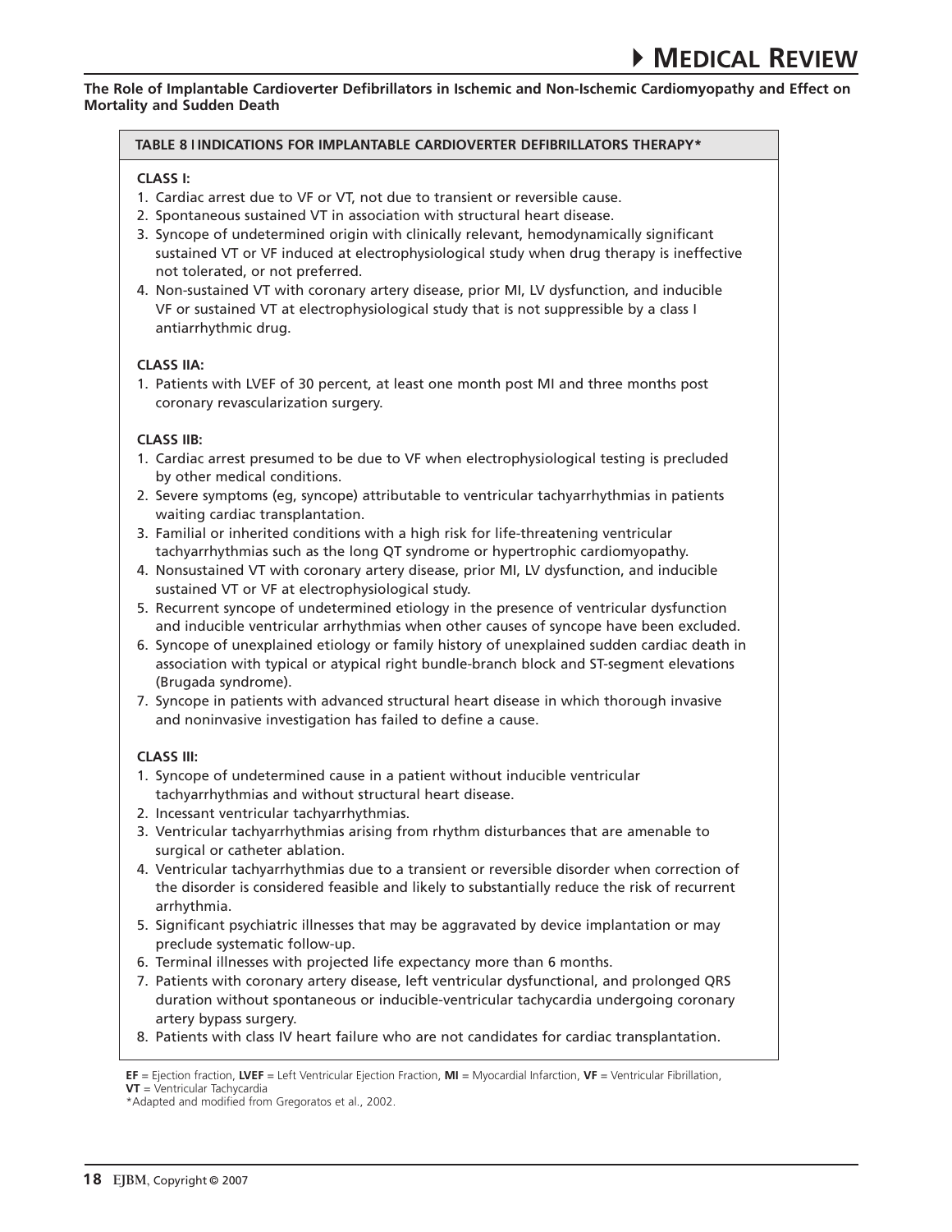**The Role of Implantable Cardioverter Defibrillators in Ischemic and Non-Ischemic Cardiomyopathy and Effect on Mortality and Sudden Death**

**TABLE 8 | INDICATIONS FOR IMPLANTABLE CARDIOVERTER DEFIBRILLATORS THERAPY***

**CLASS I:**

1. Cardiac arrest due to VF or VT, not due to transient or reversible cause.
2. Spontaneous sustained VT in association with structural heart disease.
3. Syncope of undetermined origin with clinically relevant, hemodynamically significant sustained VT or VF induced at electrophysiological study when drug therapy is ineffective not tolerated, or not preferred.
4. Non-sustained VT with coronary artery disease, prior MI, LV dysfunction, and inducible VF or sustained VT at electrophysiological study that is not suppressible by a class I antiarrhythmic drug.

**CLASS IIA:**

1. Patients with LVEF of 30 percent, at least one month post MI and three months post coronary revascularization surgery.

**CLASS IIB:**

1. Cardiac arrest presumed to be due to VF when electrophysiological testing is precluded by other medical conditions.
2. Severe symptoms (eg, syncope) attributable to ventricular tachyarrhythmias in patients waiting cardiac transplantation.
3. Familial or inherited conditions with a high risk for life-threatening ventricular tachyarrhythmias such as the long QT syndrome or hypertrophic cardiomyopathy.
4. Nonsustained VT with coronary artery disease, prior MI, LV dysfunction, and inducible sustained VT or VF at electrophysiological study.
5. Recurrent syncope of undetermined etiology in the presence of ventricular dysfunction and inducible ventricular arrhythmias when other causes of syncope have been excluded.
6. Syncope of unexplained etiology or family history of unexplained sudden cardiac death in association with typical or atypical right bundle-branch block and ST-segment elevations (Brugada syndrome).
7. Syncope in patients with advanced structural heart disease in which thorough invasive and noninvasive investigation has failed to define a cause.

**CLASS III:**

1. Syncope of undetermined cause in a patient without inducible ventricular tachyarrhythmias and without structural heart disease.
2. Incessant ventricular tachyarrhythmias.
3. Ventricular tachyarrhythmias arising from rhythm disturbances that are amenable to surgical or catheter ablation.
4. Ventricular tachyarrhythmias due to a transient or reversible disorder when correction of the disorder is considered feasible and likely to substantially reduce the risk of recurrent arrhythmia.
5. Significant psychiatric illnesses that may be aggravated by device implantation or may preclude systematic follow-up.
6. Terminal illnesses with projected life expectancy more than 6 months.
7. Patients with coronary artery disease, left ventricular dysfunctional, and prolonged QRS duration without spontaneous or inducible-ventricular tachycardia undergoing coronary artery bypass surgery.
8. Patients with class IV heart failure who are not candidates for cardiac transplantation.

**EF** = Ejection fraction, **LVEF** = Left Ventricular Ejection Fraction, **MI** = Myocardial Infarction, **VF** = Ventricular Fibrillation, **VT** = Ventricular Tachycardia

*Adapted and modified from Gregoratos et al., 2002.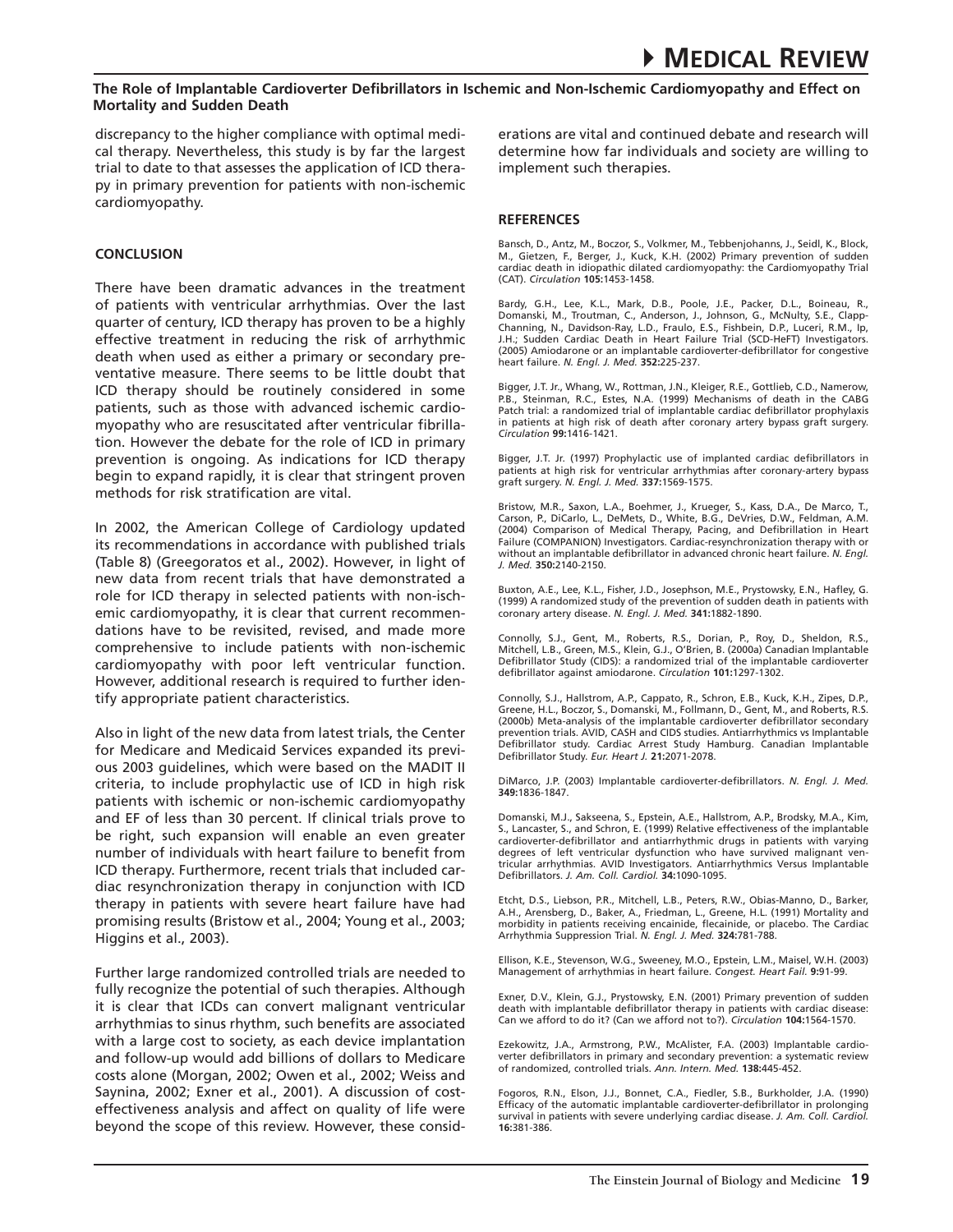discrepancy to the higher compliance with optimal medical therapy. Nevertheless, this study is by far the largest trial to date to that assesses the application of ICD therapy in primary prevention for patients with non-ischemic cardiomyopathy.

## CONCLUSION

There have been dramatic advances in the treatment of patients with ventricular arrhythmias. Over the last quarter of century, ICD therapy has proven to be a highly effective treatment in reducing the risk of arrhythmic death when used as either a primary or secondary preventative measure. There seems to be little doubt that ICD therapy should be routinely considered in some patients, such as those with advanced ischemic cardiomyopathy who are resuscitated after ventricular fibrillation. However the debate for the role of ICD in primary prevention is ongoing. As indications for ICD therapy begin to expand rapidly, it is clear that stringent proven methods for risk stratification are vital.

In 2002, the American College of Cardiology updated its recommendations in accordance with published trials (Table 8) (Greegoratos et al., 2002). However, in light of new data from recent trials that have demonstrated a role for ICD therapy in selected patients with non-ischemic cardiomyopathy, it is clear that current recommendations have to be revisited, revised, and made more comprehensive to include patients with non-ischemic cardiomyopathy with poor left ventricular function. However, additional research is required to further identify appropriate patient characteristics.

Also in light of the new data from latest trials, the Center for Medicare and Medicaid Services expanded its previous 2003 guidelines, which were based on the MADIT II criteria, to include prophylactic use of ICD in high risk patients with ischemic or non-ischemic cardiomyopathy and EF of less than 30 percent. If clinical trials prove to be right, such expansion will enable an even greater number of individuals with heart failure to benefit from ICD therapy. Furthermore, recent trials that included cardiac resynchronization therapy in conjunction with ICD therapy in patients with severe heart failure have had promising results (Bristow et al., 2004; Young et al., 2003; Higgins et al., 2003).

Further large randomized controlled trials are needed to fully recognize the potential of such therapies. Although it is clear that ICDs can convert malignant ventricular arrhythmias to sinus rhythm, such benefits are associated with a large cost to society, as each device implantation and follow-up would add billions of dollars to Medicare costs alone (Morgan, 2002; Owen et al., 2002; Weiss and Saynina, 2002; Exner et al., 2001). A discussion of cost-effectiveness analysis and affect on quality of life were beyond the scope of this review. However, these considerations are vital and continued debate and research will determine how far individuals and society are willing to implement such therapies.

## REFERENCES

Bansch, D., Antz, M., Boczor, S., Volkmer, M., Tebbenjohanns, J., Seidl, K., Block, M., Gietzen, F., Berger, J., Kuck, K.H. (2002) Primary prevention of sudden cardiac death in idiopathic dilated cardiomyopathy: the Cardiomyopathy Trial (CAT). *Circulation* **105:**1453-1458.

Bardy, G.H., Lee, K.L., Mark, D.B., Poole, J.E., Packer, D.L., Boineau, R., Domanski, M., Troutman, C., Anderson, J., Johnson, G., McNulty, S.E., Clapp-Channing, N., Davidson-Ray, L.D., Fraulo, E.S., Fishbein, D.P., Luceri, R.M., Ip, J.H.; Sudden Cardiac Death in Heart Failure Trial (SCD-HeFT) Investigators. (2005) Amiodarone or an implantable cardioverter-defibrillator for congestive heart failure. *N. Engl. J. Med.* **352:**225-237.

Bigger, J.T. Jr., Whang, W., Rottman, J.N., Kleiger, R.E., Gottlieb, C.D., Namerow, P.B., Steinman, R.C., Estes, N.A. (1999) Mechanisms of death in the CABG Patch trial: a randomized trial of implantable cardiac defibrillator prophylaxis in patients at high risk of death after coronary artery bypass graft surgery. *Circulation* **99:**1416-1421.

Bigger, J.T. Jr. (1997) Prophylactic use of implanted cardiac defibrillators in patients at high risk for ventricular arrhythmias after coronary-artery bypass graft surgery. *N. Engl. J. Med.* **337:**1569-1575.

Bristow, M.R., Saxon, L.A., Boehmer, J., Krueger, S., Kass, D.A., De Marco, T., Carson, P., DiCarlo, L., DeMets, D., White, B.G., DeVries, D.W., Feldman, A.M. (2004) Comparison of Medical Therapy, Pacing, and Defibrillation in Heart Failure (COMPANION) Investigators. Cardiac-resynchronization therapy with or without an implantable defibrillator in advanced chronic heart failure. *N. Engl. J. Med.* **350:**2140-2150.

Buxton, A.E., Lee, K.L., Fisher, J.D., Josephson, M.E., Prystowsky, E.N., Hafley, G. (1999) A randomized study of the prevention of sudden death in patients with coronary artery disease. *N. Engl. J. Med.* **341:**1882-1890.

Connolly, S.J., Gent, M., Roberts, R.S., Dorian, P., Roy, D., Sheldon, R.S., Mitchell, L.B., Green, M.S., Klein, G.J., O'Brien, B. (2000a) Canadian Implantable Defibrillator Study (CIDS): a randomized trial of the implantable cardioverter defibrillator against amiodarone. *Circulation* **101:**1297-1302.

Connolly, S.J., Hallstrom, A.P., Cappato, R., Schron, E.B., Kuck, K.H., Zipes, D.P., Greene, H.L., Boczor, S., Domanski, M., Follmann, D., Gent, M., and Roberts, R.S. (2000b) Meta-analysis of the implantable cardioverter defibrillator secondary prevention trials. AVID, CASH and CIDS studies. Antiarrhythmics vs Implantable Defibrillator study. Cardiac Arrest Study Hamburg. Canadian Implantable Defibrillator Study. *Eur. Heart J.* **21:**2071-2078.

DiMarco, J.P. (2003) Implantable cardioverter-defibrillators. *N. Engl. J. Med.* **349:**1836-1847.

Domanski, M.J., Sakseena, S., Epstein, A.E., Hallstrom, A.P., Brodsky, M.A., Kim, S., Lancaster, S., and Schron, E. (1999) Relative effectiveness of the implantable cardioverter-defibrillator and antiarrhythmic drugs in patients with varying degrees of left ventricular dysfunction who have survived malignant ventricular arrhythmias. AVID Investigators. Antiarrhythmics Versus Implantable Defibrillators. *J. Am. Coll. Cardiol.* **34:**1090-1095.

Etcht, D.S., Liebson, P.R., Mitchell, L.B., Peters, R.W., Obias-Manno, D., Barker, A.H., Arensberg, D., Baker, A., Friedman, L., Greene, H.L. (1991) Mortality and morbidity in patients receiving encainide, flecainide, or placebo. The Cardiac Arrhythmia Suppression Trial. *N. Engl. J. Med.* **324:**781-788.

Ellison, K.E., Stevenson, W.G., Sweeney, M.O., Epstein, L.M., Maisel, W.H. (2003) Management of arrhythmias in heart failure. *Congest. Heart Fail.* **9:**91-99.

Exner, D.V., Klein, G.J., Prystowsky, E.N. (2001) Primary prevention of sudden death with implantable defibrillator therapy in patients with cardiac disease: Can we afford to do it? (Can we afford not to?). *Circulation* **104:**1564-1570.

Ezekowitz, J.A., Armstrong, P.W., McAlister, F.A. (2003) Implantable cardioverter defibrillators in primary and secondary prevention: a systematic review of randomized, controlled trials. *Ann. Intern. Med.* **138:**445-452.

Fogoros, R.N., Elson, J.J., Bonnet, C.A., Fiedler, S.B., Burkholder, J.A. (1990) Efficacy of the automatic implantable cardioverter-defibrillator in prolonging survival in patients with severe underlying cardiac disease. *J. Am. Coll. Cardiol.* **16:**381-386.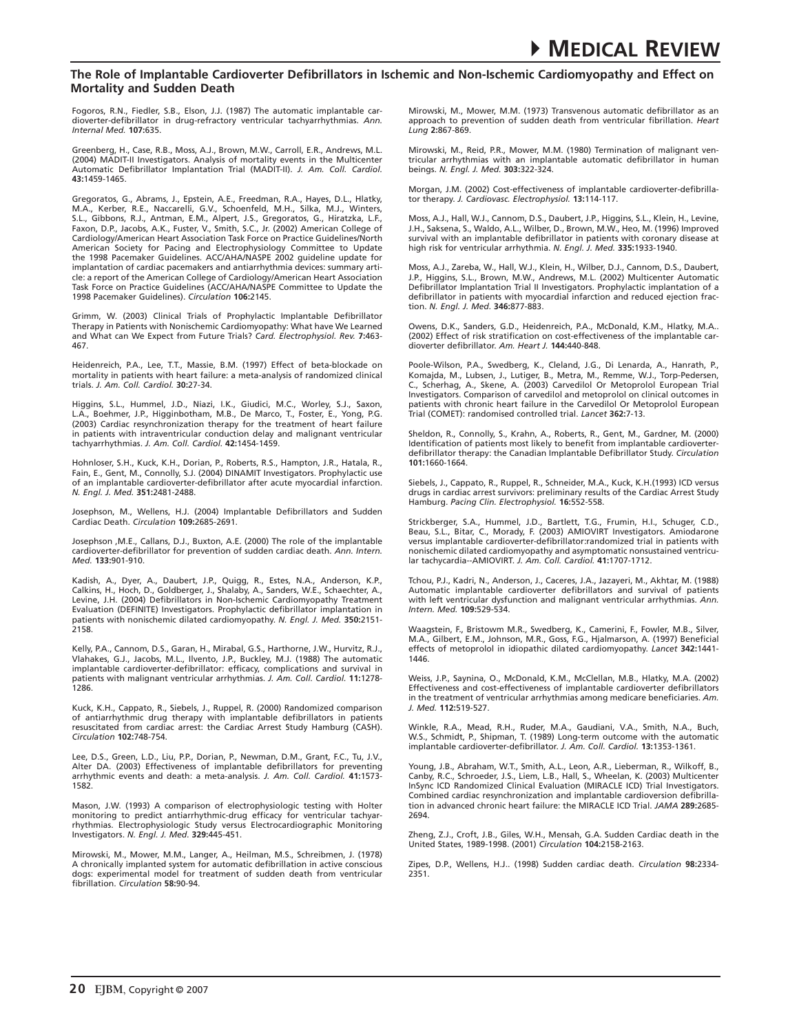Fogoros, R.N., Fiedler, S.B., Elson, J.J. (1987) The automatic implantable cardioverter-defibrillator in drug-refractory ventricular tachyarrhythmias. *Ann. Internal Med.* **107:**635.

Greenberg, H., Case, R.B., Moss, A.J., Brown, M.W., Carroll, E.R., Andrews, M.L. (2004) MADIT-II Investigators. Analysis of mortality events in the Multicenter Automatic Defibrillator Implantation Trial (MADIT-II). *J. Am. Coll. Cardiol.* **43:**1459-1465.

Gregoratos, G., Abrams, J., Epstein, A.E., Freedman, R.A., Hayes, D.L., Hlatky, M.A., Kerber, R.E., Naccarelli, G.V., Schoenfeld, M.H., Silka, M.J., Winters, S.L., Gibbons, R.J., Antman, E.M., Alpert, J.S., Gregoratos, G., Hiratzka, L.F., Faxon, D.P., Jacobs, A.K., Fuster, V., Smith, S.C., Jr. (2002) American College of Cardiology/American Heart Association Task Force on Practice Guidelines/North American Society for Pacing and Electrophysiology Committee to Update the 1998 Pacemaker Guidelines. ACC/AHA/NASPE 2002 guideline update for implantation of cardiac pacemakers and antiarrhythmia devices: summary article: a report of the American College of Cardiology/American Heart Association Task Force on Practice Guidelines (ACC/AHA/NASPE Committee to Update the 1998 Pacemaker Guidelines). *Circulation* **106:**2145.

Grimm, W. (2003) Clinical Trials of Prophylactic Implantable Defibrillator Therapy in Patients with Nonischemic Cardiomyopathy: What have We Learned and What can We Expect from Future Trials? *Card. Electrophysiol. Rev.* **7:**463-467.

Heidenreich, P.A., Lee, T.T., Massie, B.M. (1997) Effect of beta-blockade on mortality in patients with heart failure: a meta-analysis of randomized clinical trials. *J. Am. Coll. Cardiol.* **30:**27-34.

Higgins, S.L., Hummel, J.D., Niazi, I.K., Giudici, M.C., Worley, S.J., Saxon, L.A., Boehmer, J.P., Higginbotham, M.B., De Marco, T., Foster, E., Yong, P.G. (2003) Cardiac resynchronization therapy for the treatment of heart failure in patients with intraventricular conduction delay and malignant ventricular tachyarrhythmias. *J. Am. Coll. Cardiol.* **42:**1454-1459.

Hohnloser, S.H., Kuck, K.H., Dorian, P., Roberts, R.S., Hampton, J.R., Hatala, R., Fain, E., Gent, M., Connolly, S.J. (2004) DINAMIT Investigators. Prophylactic use of an implantable cardioverter-defibrillator after acute myocardial infarction. *N. Engl. J. Med.* **351:**2481-2488.

Josephson, M., Wellens, H.J. (2004) Implantable Defibrillators and Sudden Cardiac Death. *Circulation* **109:**2685-2691.

Josephson ,M.E., Callans, D.J., Buxton, A.E. (2000) The role of the implantable cardioverter-defibrillator for prevention of sudden cardiac death. *Ann. Intern. Med.* **133:**901-910.

Kadish, A., Dyer, A., Daubert, J.P., Quigg, R., Estes, N.A., Anderson, K.P., Calkins, H., Hoch, D., Goldberger, J., Shalaby, A., Sanders, W.E., Schaechter, A., Levine, J.H. (2004) Defibrillators in Non-Ischemic Cardiomyopathy Treatment Evaluation (DEFINITE) Investigators. Prophylactic defibrillator implantation in patients with nonischemic dilated cardiomyopathy. *N. Engl. J. Med.* **350:**2151-2158.

Kelly, P.A., Cannom, D.S., Garan, H., Mirabal, G.S., Harthorne, J.W., Hurvitz, R.J., Vlahakes, G.J., Jacobs, M.L., Ilvento, J.P., Buckley, M.J. (1988) The automatic implantable cardioverter-defibrillator: efficacy, complications and survival in patients with malignant ventricular arrhythmias. *J. Am. Coll. Cardiol.* **11:**1278-1286.

Kuck, K.H., Cappato, R., Siebels, J., Ruppel, R. (2000) Randomized comparison of antiarrhythmic drug therapy with implantable defibrillators in patients resuscitated from cardiac arrest: the Cardiac Arrest Study Hamburg (CASH). *Circulation* **102:**748-754.

Lee, D.S., Green, L.D., Liu, P.P., Dorian, P., Newman, D.M., Grant, F.C., Tu, J.V., Alter DA. (2003) Effectiveness of implantable defibrillators for preventing arrhythmic events and death: a meta-analysis. *J. Am. Coll. Cardiol.* **41:**1573-1582.

Mason, J.W. (1993) A comparison of electrophysiologic testing with Holter monitoring to predict antiarrhythmic-drug efficacy for ventricular tachyarrhythmias. Electrophysiologic Study versus Electrocardiographic Monitoring Investigators. *N. Engl. J. Med.* **329:**445-451.

Mirowski, M., Mower, M.M., Langer, A., Heilman, M.S., Schreibmen, J. (1978) A chronically implanted system for automatic defibrillation in active conscious dogs: experimental model for treatment of sudden death from ventricular fibrillation. *Circulation* **58:**90-94.

Mirowski, M., Mower, M.M. (1973) Transvenous automatic defibrillator as an approach to prevention of sudden death from ventricular fibrillation. *Heart Lung* **2:**867-869.

Mirowski, M., Reid, P.R., Mower, M.M. (1980) Termination of malignant ventricular arrhythmias with an implantable automatic defibrillator in human beings. *N. Engl. J. Med.* **303:**322-324.

Morgan, J.M. (2002) Cost-effectiveness of implantable cardioverter-defibrillator therapy. *J. Cardiovasc. Electrophysiol.* **13:**114-117.

Moss, A.J., Hall, W.J., Cannom, D.S., Daubert, J.P., Higgins, S.L., Klein, H., Levine, J.H., Saksena, S., Waldo, A.L., Wilber, D., Brown, M.W., Heo, M. (1996) Improved survival with an implantable defibrillator in patients with coronary disease at high risk for ventricular arrhythmia. *N. Engl. J. Med.* **335:**1933-1940.

Moss, A.J., Zareba, W., Hall, W.J., Klein, H., Wilber, D.J., Cannom, D.S., Daubert, J.P., Higgins, S.L., Brown, M.W., Andrews, M.L. (2002) Multicenter Automatic Defibrillator Implantation Trial II Investigators. Prophylactic implantation of a defibrillator in patients with myocardial infarction and reduced ejection fraction. *N. Engl. J. Med.* **346:**877-883.

Owens, D.K., Sanders, G.D., Heidenreich, P.A., McDonald, K.M., Hlatky, M.A.. (2002) Effect of risk stratification on cost-effectiveness of the implantable cardioverter defibrillator. *Am. Heart J.* **144:**440-848.

Poole-Wilson, P.A., Swedberg, K., Cleland, J.G., Di Lenarda, A., Hanrath, P., Komajda, M., Lubsen, J., Lutiger, B., Metra, M., Remme, W.J., Torp-Pedersen, C., Scherhag, A., Skene, A. (2003) Carvedilol Or Metoprolol European Trial Investigators. Comparison of carvedilol and metoprolol on clinical outcomes in patients with chronic heart failure in the Carvedilol Or Metoprolol European Trial (COMET): randomised controlled trial. *Lancet* **362:**7-13.

Sheldon, R., Connolly, S., Krahn, A., Roberts, R., Gent, M., Gardner, M. (2000) Identification of patients most likely to benefit from implantable cardioverter-defibrillator therapy: the Canadian Implantable Defibrillator Study. *Circulation* **101:**1660-1664.

Siebels, J., Cappato, R., Ruppel, R., Schneider, M.A., Kuck, K.H.(1993) ICD versus drugs in cardiac arrest survivors: preliminary results of the Cardiac Arrest Study Hamburg. *Pacing Clin. Electrophysiol.* **16:**552-558.

Strickberger, S.A., Hummel, J.D., Bartlett, T.G., Frumin, H.I., Schuger, C.D., Beau, S.L., Bitar, C., Morady, F. (2003) AMIOVIRT Investigators. Amiodarone versus implantable cardioverter-defibrillator:randomized trial in patients with nonischemic dilated cardiomyopathy and asymptomatic nonsustained ventricular tachycardia--AMIOVIRT. *J. Am. Coll. Cardiol.* **41:**1707-1712.

Tchou, P.J., Kadri, N., Anderson, J., Caceres, J.A., Jazayeri, M., Akhtar, M. (1988) Automatic implantable cardioverter defibrillators and survival of patients with left ventricular dysfunction and malignant ventricular arrhythmias. *Ann. Intern. Med.* **109:**529-534.

Waagstein, F., Bristowm M.R., Swedberg, K., Camerini, F., Fowler, M.B., Silver, M.A., Gilbert, E.M., Johnson, M.R., Goss, F.G., Hjalmarson, A. (1997) Beneficial effects of metoprolol in idiopathic dilated cardiomyopathy. *Lancet* **342:**1441-1446.

Weiss, J.P., Saynina, O., McDonald, K.M., McClellan, M.B., Hlatky, M.A. (2002) Effectiveness and cost-effectiveness of implantable cardioverter defibrillators in the treatment of ventricular arrhythmias among medicare beneficiaries. *Am. J. Med.* **112:**519-527.

Winkle, R.A., Mead, R.H., Ruder, M.A., Gaudiani, V.A., Smith, N.A., Buch, W.S., Schmidt, P., Shipman, T. (1989) Long-term outcome with the automatic implantable cardioverter-defibrillator. *J. Am. Coll. Cardiol.* **13:**1353-1361.

Young, J.B., Abraham, W.T., Smith, A.L., Leon, A.R., Lieberman, R., Wilkoff, B., Canby, R.C., Schroeder, J.S., Liem, L.B., Hall, S., Wheelan, K. (2003) Multicenter InSync ICD Randomized Clinical Evaluation (MIRACLE ICD) Trial Investigators. Combined cardiac resynchronization and implantable cardioversion defibrillation in advanced chronic heart failure: the MIRACLE ICD Trial. *JAMA* **289:**2685-2694.

Zheng, Z.J., Croft, J.B., Giles, W.H., Mensah, G.A. Sudden Cardiac death in the United States, 1989-1998. (2001) *Circulation* **104:**2158-2163.

Zipes, D.P., Wellens, H.J.. (1998) Sudden cardiac death. *Circulation* **98:**2334-2351.